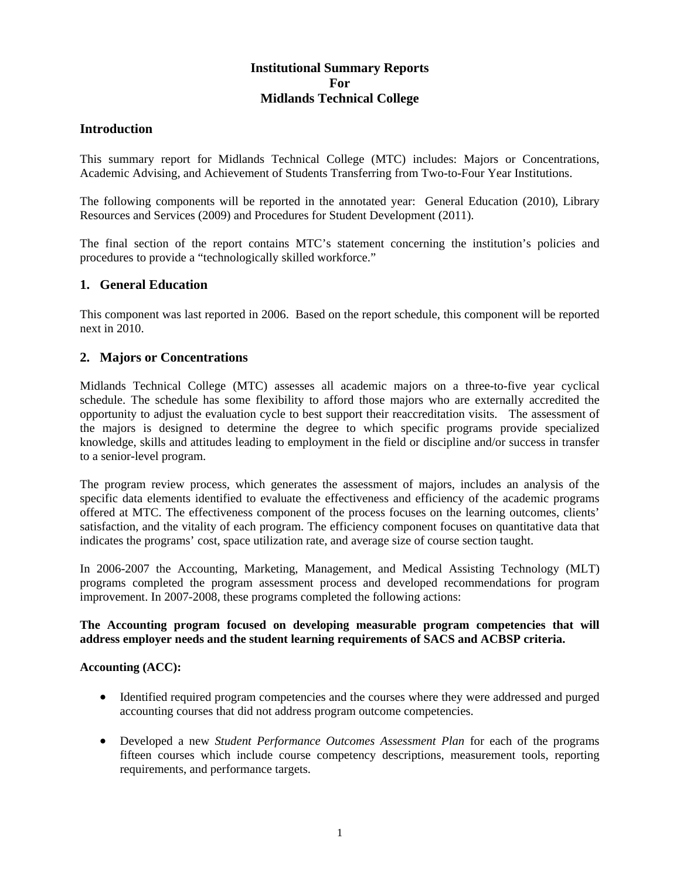# Institutional Summary Reports
# For
# Midlands Technical College

## Introduction

This summary report for Midlands Technical College (MTC) includes: Majors or Concentrations, Academic Advising, and Achievement of Students Transferring from Two-to-Four Year Institutions.

The following components will be reported in the annotated year: General Education (2010), Library Resources and Services (2009) and Procedures for Student Development (2011).

The final section of the report contains MTC's statement concerning the institution's policies and procedures to provide a "technologically skilled workforce."

## 1. General Education

This component was last reported in 2006. Based on the report schedule, this component will be reported next in 2010.

## 2. Majors or Concentrations

Midlands Technical College (MTC) assesses all academic majors on a three-to-five year cyclical schedule. The schedule has some flexibility to afford those majors who are externally accredited the opportunity to adjust the evaluation cycle to best support their reaccreditation visits. The assessment of the majors is designed to determine the degree to which specific programs provide specialized knowledge, skills and attitudes leading to employment in the field or discipline and/or success in transfer to a senior-level program.

The program review process, which generates the assessment of majors, includes an analysis of the specific data elements identified to evaluate the effectiveness and efficiency of the academic programs offered at MTC. The effectiveness component of the process focuses on the learning outcomes, clients' satisfaction, and the vitality of each program. The efficiency component focuses on quantitative data that indicates the programs' cost, space utilization rate, and average size of course section taught.

In 2006-2007 the Accounting, Marketing, Management, and Medical Assisting Technology (MLT) programs completed the program assessment process and developed recommendations for program improvement. In 2007-2008, these programs completed the following actions:

**The Accounting program focused on developing measurable program competencies that will address employer needs and the student learning requirements of SACS and ACBSP criteria.**

**Accounting (ACC):**

- Identified required program competencies and the courses where they were addressed and purged accounting courses that did not address program outcome competencies.
- Developed a new *Student Performance Outcomes Assessment Plan* for each of the programs fifteen courses which include course competency descriptions, measurement tools, reporting requirements, and performance targets.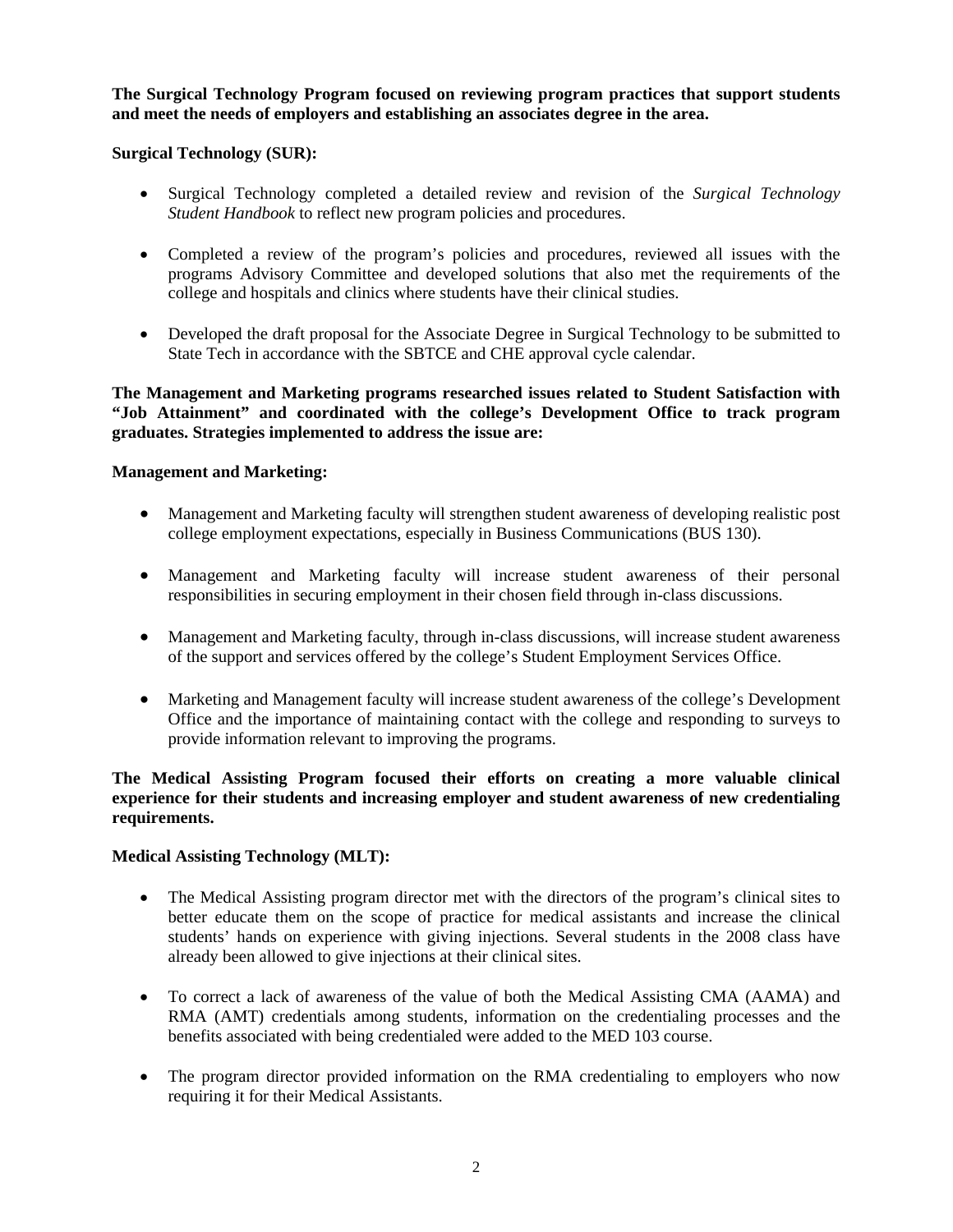**The Surgical Technology Program focused on reviewing program practices that support students and meet the needs of employers and establishing an associates degree in the area.**

**Surgical Technology (SUR):**

- Surgical Technology completed a detailed review and revision of the *Surgical Technology Student Handbook* to reflect new program policies and procedures.

- Completed a review of the program's policies and procedures, reviewed all issues with the programs Advisory Committee and developed solutions that also met the requirements of the college and hospitals and clinics where students have their clinical studies.

- Developed the draft proposal for the Associate Degree in Surgical Technology to be submitted to State Tech in accordance with the SBTCE and CHE approval cycle calendar.

**The Management and Marketing programs researched issues related to Student Satisfaction with "Job Attainment" and coordinated with the college's Development Office to track program graduates. Strategies implemented to address the issue are:**

**Management and Marketing:**

- Management and Marketing faculty will strengthen student awareness of developing realistic post college employment expectations, especially in Business Communications (BUS 130).

- Management and Marketing faculty will increase student awareness of their personal responsibilities in securing employment in their chosen field through in-class discussions.

- Management and Marketing faculty, through in-class discussions, will increase student awareness of the support and services offered by the college's Student Employment Services Office.

- Marketing and Management faculty will increase student awareness of the college's Development Office and the importance of maintaining contact with the college and responding to surveys to provide information relevant to improving the programs.

**The Medical Assisting Program focused their efforts on creating a more valuable clinical experience for their students and increasing employer and student awareness of new credentialing requirements.**

**Medical Assisting Technology (MLT):**

- The Medical Assisting program director met with the directors of the program's clinical sites to better educate them on the scope of practice for medical assistants and increase the clinical students' hands on experience with giving injections. Several students in the 2008 class have already been allowed to give injections at their clinical sites.

- To correct a lack of awareness of the value of both the Medical Assisting CMA (AAMA) and RMA (AMT) credentials among students, information on the credentialing processes and the benefits associated with being credentialed were added to the MED 103 course.

- The program director provided information on the RMA credentialing to employers who now requiring it for their Medical Assistants.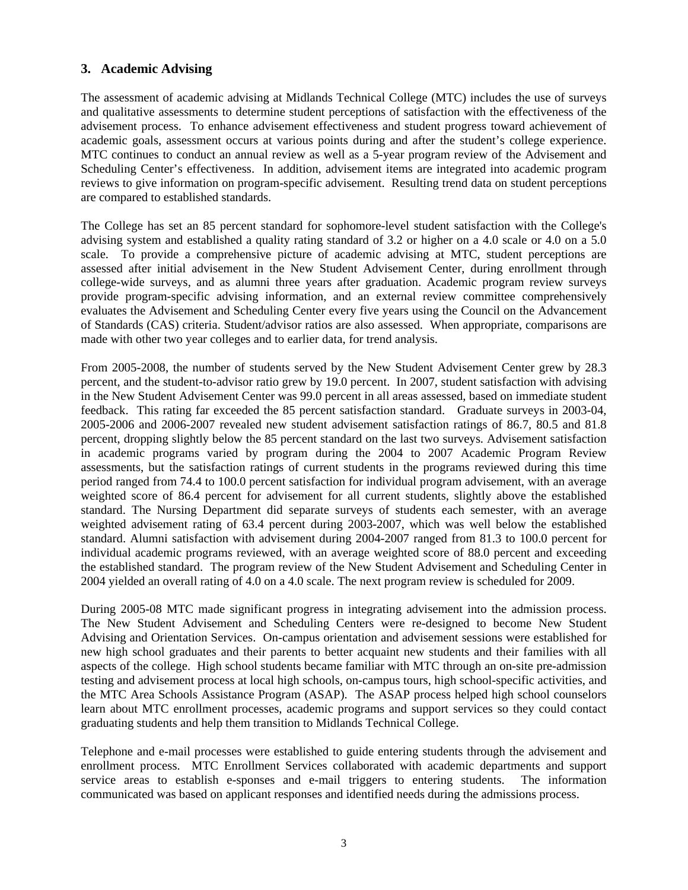## 3. Academic Advising

The assessment of academic advising at Midlands Technical College (MTC) includes the use of surveys and qualitative assessments to determine student perceptions of satisfaction with the effectiveness of the advisement process. To enhance advisement effectiveness and student progress toward achievement of academic goals, assessment occurs at various points during and after the student's college experience. MTC continues to conduct an annual review as well as a 5-year program review of the Advisement and Scheduling Center's effectiveness. In addition, advisement items are integrated into academic program reviews to give information on program-specific advisement. Resulting trend data on student perceptions are compared to established standards.

The College has set an 85 percent standard for sophomore-level student satisfaction with the College's advising system and established a quality rating standard of 3.2 or higher on a 4.0 scale or 4.0 on a 5.0 scale. To provide a comprehensive picture of academic advising at MTC, student perceptions are assessed after initial advisement in the New Student Advisement Center, during enrollment through college-wide surveys, and as alumni three years after graduation. Academic program review surveys provide program-specific advising information, and an external review committee comprehensively evaluates the Advisement and Scheduling Center every five years using the Council on the Advancement of Standards (CAS) criteria. Student/advisor ratios are also assessed. When appropriate, comparisons are made with other two year colleges and to earlier data, for trend analysis.

From 2005-2008, the number of students served by the New Student Advisement Center grew by 28.3 percent, and the student-to-advisor ratio grew by 19.0 percent. In 2007, student satisfaction with advising in the New Student Advisement Center was 99.0 percent in all areas assessed, based on immediate student feedback. This rating far exceeded the 85 percent satisfaction standard. Graduate surveys in 2003-04, 2005-2006 and 2006-2007 revealed new student advisement satisfaction ratings of 86.7, 80.5 and 81.8 percent, dropping slightly below the 85 percent standard on the last two surveys. Advisement satisfaction in academic programs varied by program during the 2004 to 2007 Academic Program Review assessments, but the satisfaction ratings of current students in the programs reviewed during this time period ranged from 74.4 to 100.0 percent satisfaction for individual program advisement, with an average weighted score of 86.4 percent for advisement for all current students, slightly above the established standard. The Nursing Department did separate surveys of students each semester, with an average weighted advisement rating of 63.4 percent during 2003-2007, which was well below the established standard. Alumni satisfaction with advisement during 2004-2007 ranged from 81.3 to 100.0 percent for individual academic programs reviewed, with an average weighted score of 88.0 percent and exceeding the established standard. The program review of the New Student Advisement and Scheduling Center in 2004 yielded an overall rating of 4.0 on a 4.0 scale. The next program review is scheduled for 2009.

During 2005-08 MTC made significant progress in integrating advisement into the admission process. The New Student Advisement and Scheduling Centers were re-designed to become New Student Advising and Orientation Services. On-campus orientation and advisement sessions were established for new high school graduates and their parents to better acquaint new students and their families with all aspects of the college. High school students became familiar with MTC through an on-site pre-admission testing and advisement process at local high schools, on-campus tours, high school-specific activities, and the MTC Area Schools Assistance Program (ASAP). The ASAP process helped high school counselors learn about MTC enrollment processes, academic programs and support services so they could contact graduating students and help them transition to Midlands Technical College.

Telephone and e-mail processes were established to guide entering students through the advisement and enrollment process. MTC Enrollment Services collaborated with academic departments and support service areas to establish e-sponses and e-mail triggers to entering students. The information communicated was based on applicant responses and identified needs during the admissions process.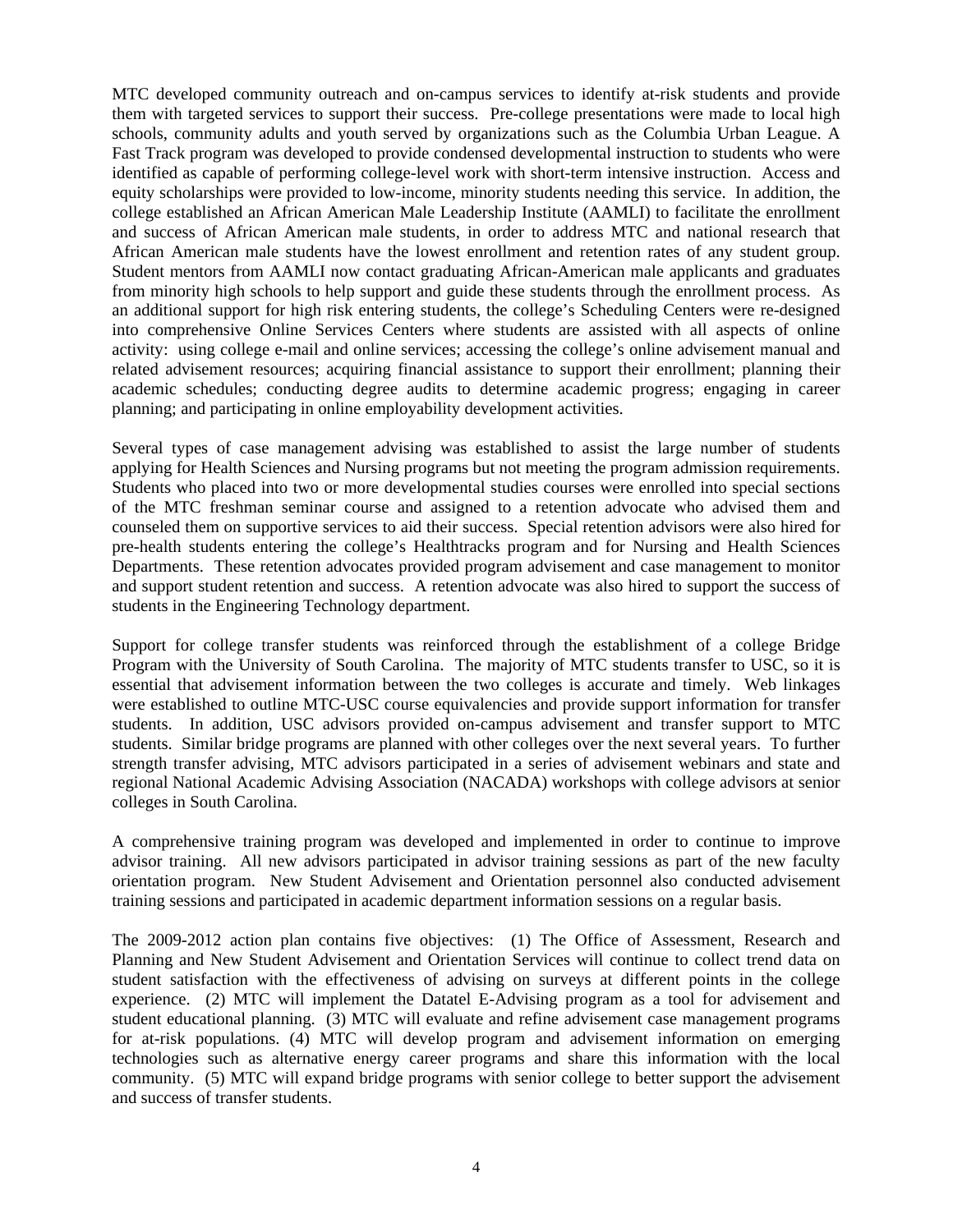MTC developed community outreach and on-campus services to identify at-risk students and provide them with targeted services to support their success. Pre-college presentations were made to local high schools, community adults and youth served by organizations such as the Columbia Urban League. A Fast Track program was developed to provide condensed developmental instruction to students who were identified as capable of performing college-level work with short-term intensive instruction. Access and equity scholarships were provided to low-income, minority students needing this service. In addition, the college established an African American Male Leadership Institute (AAMLI) to facilitate the enrollment and success of African American male students, in order to address MTC and national research that African American male students have the lowest enrollment and retention rates of any student group. Student mentors from AAMLI now contact graduating African-American male applicants and graduates from minority high schools to help support and guide these students through the enrollment process. As an additional support for high risk entering students, the college's Scheduling Centers were re-designed into comprehensive Online Services Centers where students are assisted with all aspects of online activity: using college e-mail and online services; accessing the college's online advisement manual and related advisement resources; acquiring financial assistance to support their enrollment; planning their academic schedules; conducting degree audits to determine academic progress; engaging in career planning; and participating in online employability development activities.

Several types of case management advising was established to assist the large number of students applying for Health Sciences and Nursing programs but not meeting the program admission requirements. Students who placed into two or more developmental studies courses were enrolled into special sections of the MTC freshman seminar course and assigned to a retention advocate who advised them and counseled them on supportive services to aid their success. Special retention advisors were also hired for pre-health students entering the college's Healthtracks program and for Nursing and Health Sciences Departments. These retention advocates provided program advisement and case management to monitor and support student retention and success. A retention advocate was also hired to support the success of students in the Engineering Technology department.

Support for college transfer students was reinforced through the establishment of a college Bridge Program with the University of South Carolina. The majority of MTC students transfer to USC, so it is essential that advisement information between the two colleges is accurate and timely. Web linkages were established to outline MTC-USC course equivalencies and provide support information for transfer students. In addition, USC advisors provided on-campus advisement and transfer support to MTC students. Similar bridge programs are planned with other colleges over the next several years. To further strength transfer advising, MTC advisors participated in a series of advisement webinars and state and regional National Academic Advising Association (NACADA) workshops with college advisors at senior colleges in South Carolina.

A comprehensive training program was developed and implemented in order to continue to improve advisor training. All new advisors participated in advisor training sessions as part of the new faculty orientation program. New Student Advisement and Orientation personnel also conducted advisement training sessions and participated in academic department information sessions on a regular basis.

The 2009-2012 action plan contains five objectives: (1) The Office of Assessment, Research and Planning and New Student Advisement and Orientation Services will continue to collect trend data on student satisfaction with the effectiveness of advising on surveys at different points in the college experience. (2) MTC will implement the Datatel E-Advising program as a tool for advisement and student educational planning. (3) MTC will evaluate and refine advisement case management programs for at-risk populations. (4) MTC will develop program and advisement information on emerging technologies such as alternative energy career programs and share this information with the local community. (5) MTC will expand bridge programs with senior college to better support the advisement and success of transfer students.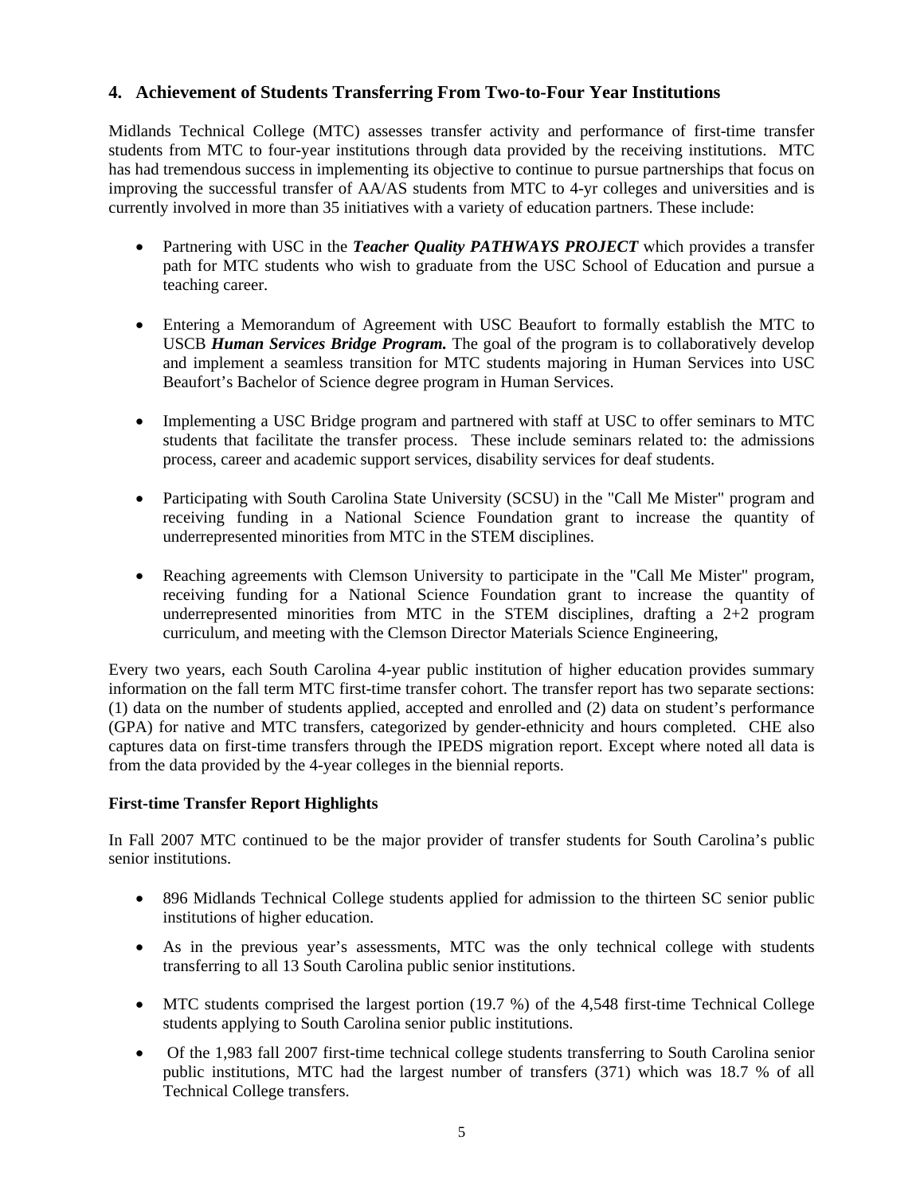## 4. Achievement of Students Transferring From Two-to-Four Year Institutions

Midlands Technical College (MTC) assesses transfer activity and performance of first-time transfer students from MTC to four-year institutions through data provided by the receiving institutions. MTC has had tremendous success in implementing its objective to continue to pursue partnerships that focus on improving the successful transfer of AA/AS students from MTC to 4-yr colleges and universities and is currently involved in more than 35 initiatives with a variety of education partners. These include:

- Partnering with USC in the ***Teacher Quality PATHWAYS PROJECT*** which provides a transfer path for MTC students who wish to graduate from the USC School of Education and pursue a teaching career.
- Entering a Memorandum of Agreement with USC Beaufort to formally establish the MTC to USCB ***Human Services Bridge Program.*** The goal of the program is to collaboratively develop and implement a seamless transition for MTC students majoring in Human Services into USC Beaufort's Bachelor of Science degree program in Human Services.
- Implementing a USC Bridge program and partnered with staff at USC to offer seminars to MTC students that facilitate the transfer process. These include seminars related to: the admissions process, career and academic support services, disability services for deaf students.
- Participating with South Carolina State University (SCSU) in the "Call Me Mister" program and receiving funding in a National Science Foundation grant to increase the quantity of underrepresented minorities from MTC in the STEM disciplines.
- Reaching agreements with Clemson University to participate in the "Call Me Mister" program, receiving funding for a National Science Foundation grant to increase the quantity of underrepresented minorities from MTC in the STEM disciplines, drafting a 2+2 program curriculum, and meeting with the Clemson Director Materials Science Engineering,

Every two years, each South Carolina 4-year public institution of higher education provides summary information on the fall term MTC first-time transfer cohort. The transfer report has two separate sections: (1) data on the number of students applied, accepted and enrolled and (2) data on student's performance (GPA) for native and MTC transfers, categorized by gender-ethnicity and hours completed. CHE also captures data on first-time transfers through the IPEDS migration report. Except where noted all data is from the data provided by the 4-year colleges in the biennial reports.

**First-time Transfer Report Highlights**

In Fall 2007 MTC continued to be the major provider of transfer students for South Carolina's public senior institutions.

- 896 Midlands Technical College students applied for admission to the thirteen SC senior public institutions of higher education.
- As in the previous year's assessments, MTC was the only technical college with students transferring to all 13 South Carolina public senior institutions.
- MTC students comprised the largest portion (19.7 %) of the 4,548 first-time Technical College students applying to South Carolina senior public institutions.
- Of the 1,983 fall 2007 first-time technical college students transferring to South Carolina senior public institutions, MTC had the largest number of transfers (371) which was 18.7 % of all Technical College transfers.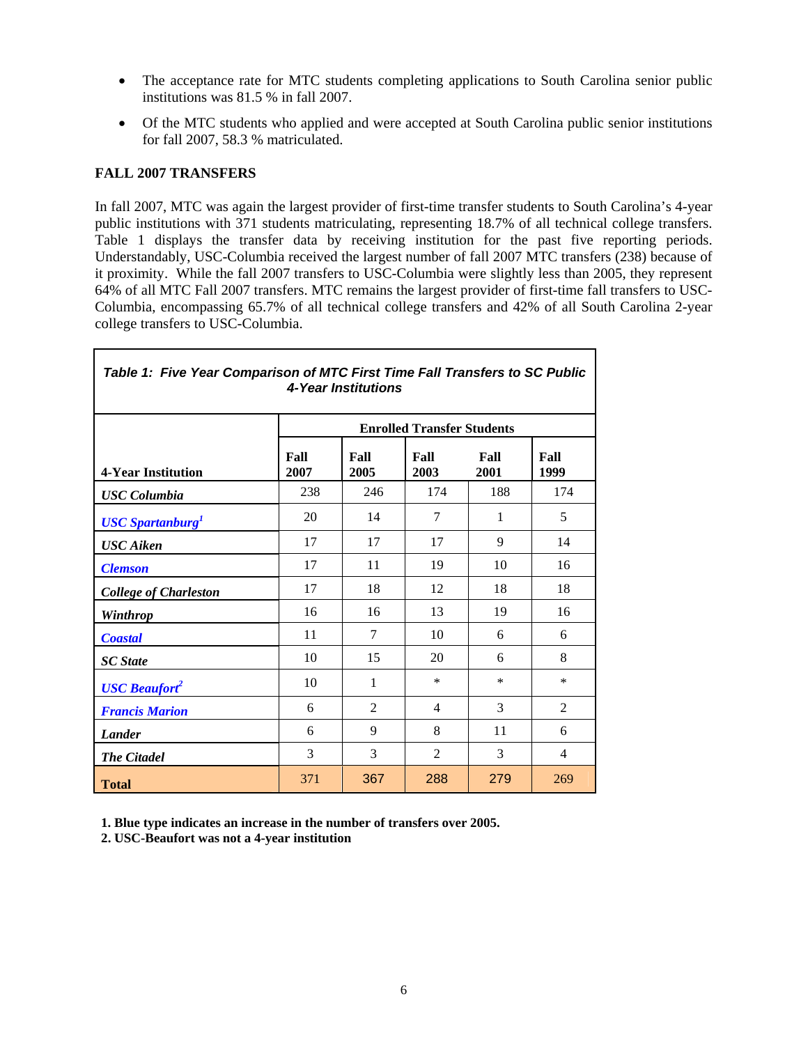- The acceptance rate for MTC students completing applications to South Carolina senior public institutions was 81.5 % in fall 2007.
- Of the MTC students who applied and were accepted at South Carolina public senior institutions for fall 2007, 58.3 % matriculated.

## FALL 2007 TRANSFERS

In fall 2007, MTC was again the largest provider of first-time transfer students to South Carolina's 4-year public institutions with 371 students matriculating, representing 18.7% of all technical college transfers. Table 1 displays the transfer data by receiving institution for the past five reporting periods. Understandably, USC-Columbia received the largest number of fall 2007 MTC transfers (238) because of it proximity. While the fall 2007 transfers to USC-Columbia were slightly less than 2005, they represent 64% of all MTC Fall 2007 transfers. MTC remains the largest provider of first-time fall transfers to USC-Columbia, encompassing 65.7% of all technical college transfers and 42% of all South Carolina 2-year college transfers to USC-Columbia.

***Table 1: Five Year Comparison of MTC First Time Fall Transfers to SC Public 4-Year Institutions***

| | **Enrolled Transfer Students** | | | | |
|---|---|---|---|---|---|
| **4-Year Institution** | **Fall 2007** | **Fall 2005** | **Fall 2003** | **Fall 2001** | **Fall 1999** |
| ***USC Columbia*** | 238 | 246 | 174 | 188 | 174 |
| ***USC Spartanburg***[1] | 20 | 14 | 7 | 1 | 5 |
| ***USC Aiken*** | 17 | 17 | 17 | 9 | 14 |
| ***Clemson*** | 17 | 11 | 19 | 10 | 16 |
| ***College of Charleston*** | 17 | 18 | 12 | 18 | 18 |
| ***Winthrop*** | 16 | 16 | 13 | 19 | 16 |
| ***Coastal*** | 11 | 7 | 10 | 6 | 6 |
| ***SC State*** | 10 | 15 | 20 | 6 | 8 |
| ***USC Beaufort***[2] | 10 | 1 | * | * | * |
| ***Francis Marion*** | 6 | 2 | 4 | 3 | 2 |
| ***Lander*** | 6 | 9 | 8 | 11 | 6 |
| ***The Citadel*** | 3 | 3 | 2 | 3 | 4 |
| **Total** | 371 | 367 | 288 | 279 | 269 |

**1. Blue type indicates an increase in the number of transfers over 2005.**

**2. USC-Beaufort was not a 4-year institution**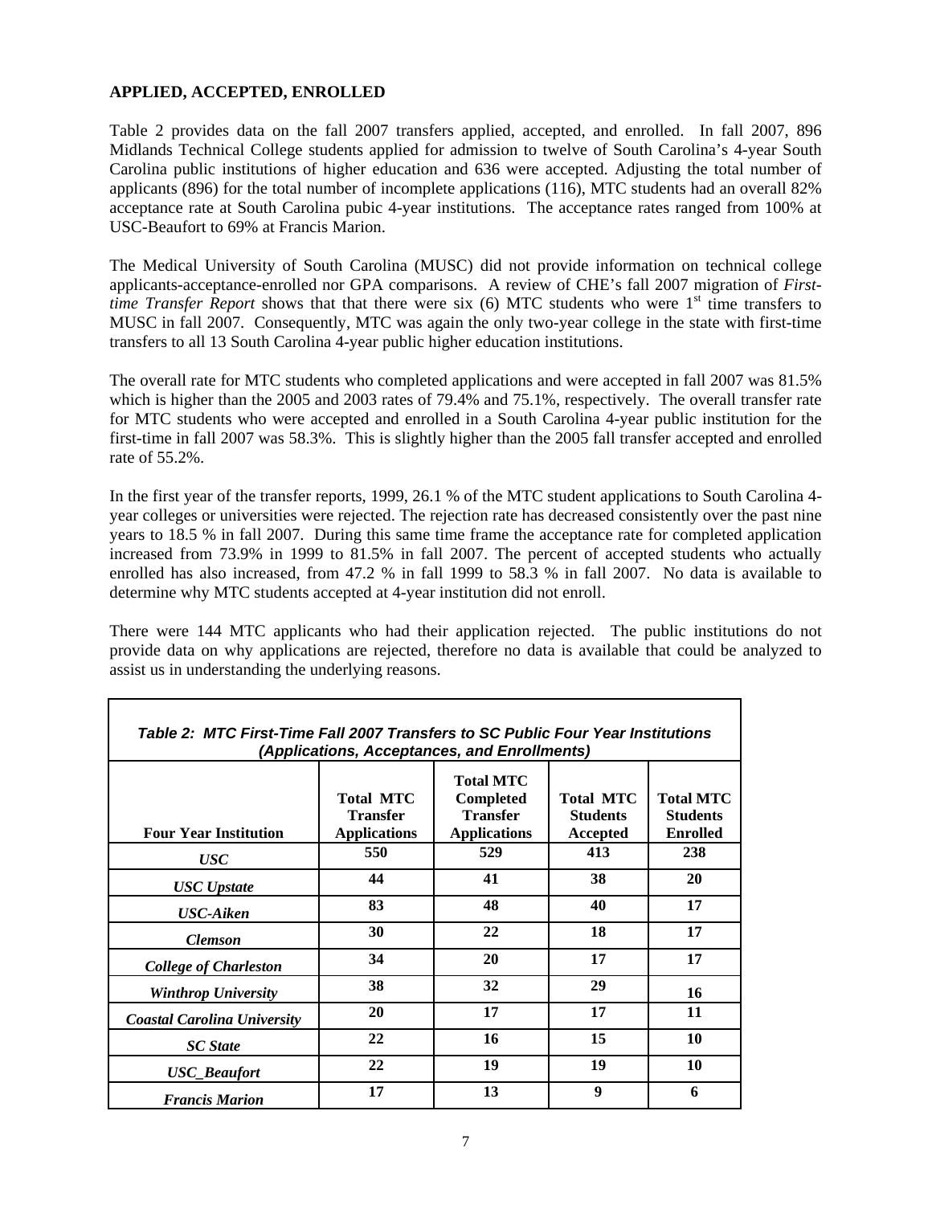**APPLIED, ACCEPTED, ENROLLED**

Table 2 provides data on the fall 2007 transfers applied, accepted, and enrolled. In fall 2007, 896 Midlands Technical College students applied for admission to twelve of South Carolina's 4-year South Carolina public institutions of higher education and 636 were accepted. Adjusting the total number of applicants (896) for the total number of incomplete applications (116), MTC students had an overall 82% acceptance rate at South Carolina pubic 4-year institutions. The acceptance rates ranged from 100% at USC-Beaufort to 69% at Francis Marion.

The Medical University of South Carolina (MUSC) did not provide information on technical college applicants-acceptance-enrolled nor GPA comparisons. A review of CHE's fall 2007 migration of *First-time Transfer Report* shows that that there were six (6) MTC students who were 1st time transfers to MUSC in fall 2007. Consequently, MTC was again the only two-year college in the state with first-time transfers to all 13 South Carolina 4-year public higher education institutions.

The overall rate for MTC students who completed applications and were accepted in fall 2007 was 81.5% which is higher than the 2005 and 2003 rates of 79.4% and 75.1%, respectively. The overall transfer rate for MTC students who were accepted and enrolled in a South Carolina 4-year public institution for the first-time in fall 2007 was 58.3%. This is slightly higher than the 2005 fall transfer accepted and enrolled rate of 55.2%.

In the first year of the transfer reports, 1999, 26.1 % of the MTC student applications to South Carolina 4-year colleges or universities were rejected. The rejection rate has decreased consistently over the past nine years to 18.5 % in fall 2007. During this same time frame the acceptance rate for completed application increased from 73.9% in 1999 to 81.5% in fall 2007. The percent of accepted students who actually enrolled has also increased, from 47.2 % in fall 1999 to 58.3 % in fall 2007. No data is available to determine why MTC students accepted at 4-year institution did not enroll.

There were 144 MTC applicants who had their application rejected. The public institutions do not provide data on why applications are rejected, therefore no data is available that could be analyzed to assist us in understanding the underlying reasons.

***Table 2: MTC First-Time Fall 2007 Transfers to SC Public Four Year Institutions (Applications, Acceptances, and Enrollments)***

| Four Year Institution | Total MTC Transfer Applications | Total MTC Completed Transfer Applications | Total MTC Students Accepted | Total MTC Students Enrolled |
|---|---|---|---|---|
| *USC* | 550 | 529 | 413 | 238 |
| *USC Upstate* | 44 | 41 | 38 | 20 |
| *USC-Aiken* | 83 | 48 | 40 | 17 |
| *Clemson* | 30 | 22 | 18 | 17 |
| *College of Charleston* | 34 | 20 | 17 | 17 |
| *Winthrop University* | 38 | 32 | 29 | 16 |
| *Coastal Carolina University* | 20 | 17 | 17 | 11 |
| *SC State* | 22 | 16 | 15 | 10 |
| *USC_Beaufort* | 22 | 19 | 19 | 10 |
| *Francis Marion* | 17 | 13 | 9 | 6 |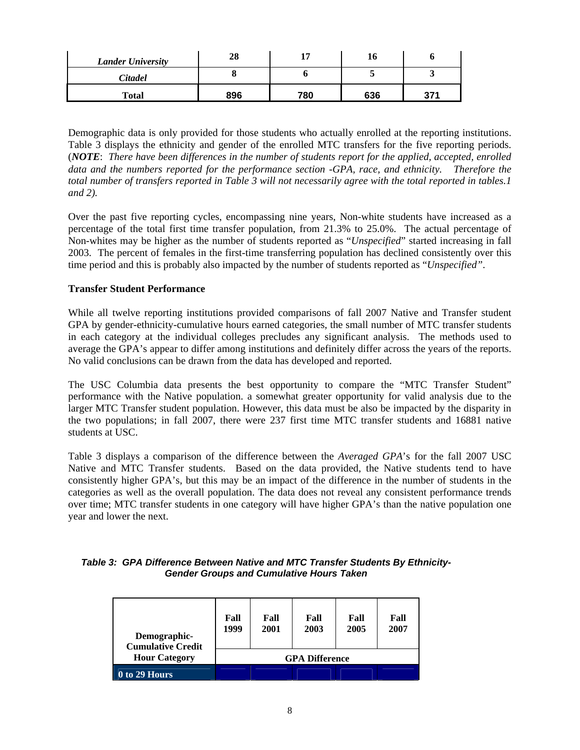| *Lander University* | 28 | 17 | 16 | 6 |
|---|---|---|---|---|
| *Citadel* | 8 | 6 | 5 | 3 |
| **Total** | **896** | **780** | **636** | **371** |

Demographic data is only provided for those students who actually enrolled at the reporting institutions. Table 3 displays the ethnicity and gender of the enrolled MTC transfers for the five reporting periods. (***NOTE***: *There have been differences in the number of students report for the applied, accepted, enrolled data and the numbers reported for the performance section -GPA, race, and ethnicity. Therefore the total number of transfers reported in Table 3 will not necessarily agree with the total reported in tables.1 and 2).*

Over the past five reporting cycles, encompassing nine years, Non-white students have increased as a percentage of the total first time transfer population, from 21.3% to 25.0%. The actual percentage of Non-whites may be higher as the number of students reported as "*Unspecified*" started increasing in fall 2003. The percent of females in the first-time transferring population has declined consistently over this time period and this is probably also impacted by the number of students reported as "*Unspecified"*.

**Transfer Student Performance**

While all twelve reporting institutions provided comparisons of fall 2007 Native and Transfer student GPA by gender-ethnicity-cumulative hours earned categories, the small number of MTC transfer students in each category at the individual colleges precludes any significant analysis. The methods used to average the GPA's appear to differ among institutions and definitely differ across the years of the reports. No valid conclusions can be drawn from the data has developed and reported.

The USC Columbia data presents the best opportunity to compare the "MTC Transfer Student" performance with the Native population. a somewhat greater opportunity for valid analysis due to the larger MTC Transfer student population. However, this data must be also be impacted by the disparity in the two populations; in fall 2007, there were 237 first time MTC transfer students and 16881 native students at USC.

Table 3 displays a comparison of the difference between the *Averaged GPA*'s for the fall 2007 USC Native and MTC Transfer students. Based on the data provided, the Native students tend to have consistently higher GPA's, but this may be an impact of the difference in the number of students in the categories as well as the overall population. The data does not reveal any consistent performance trends over time; MTC transfer students in one category will have higher GPA's than the native population one year and lower the next.

***Table 3: GPA Difference Between Native and MTC Transfer Students By Ethnicity-Gender Groups and Cumulative Hours Taken***

| Demographic-Cumulative Credit Hour Category | Fall 1999 | Fall 2001 | Fall 2003 | Fall 2005 | Fall 2007 |
|---|---|---|---|---|---|
| | GPA Difference | | | | |
| **0 to 29 Hours** | | | | | |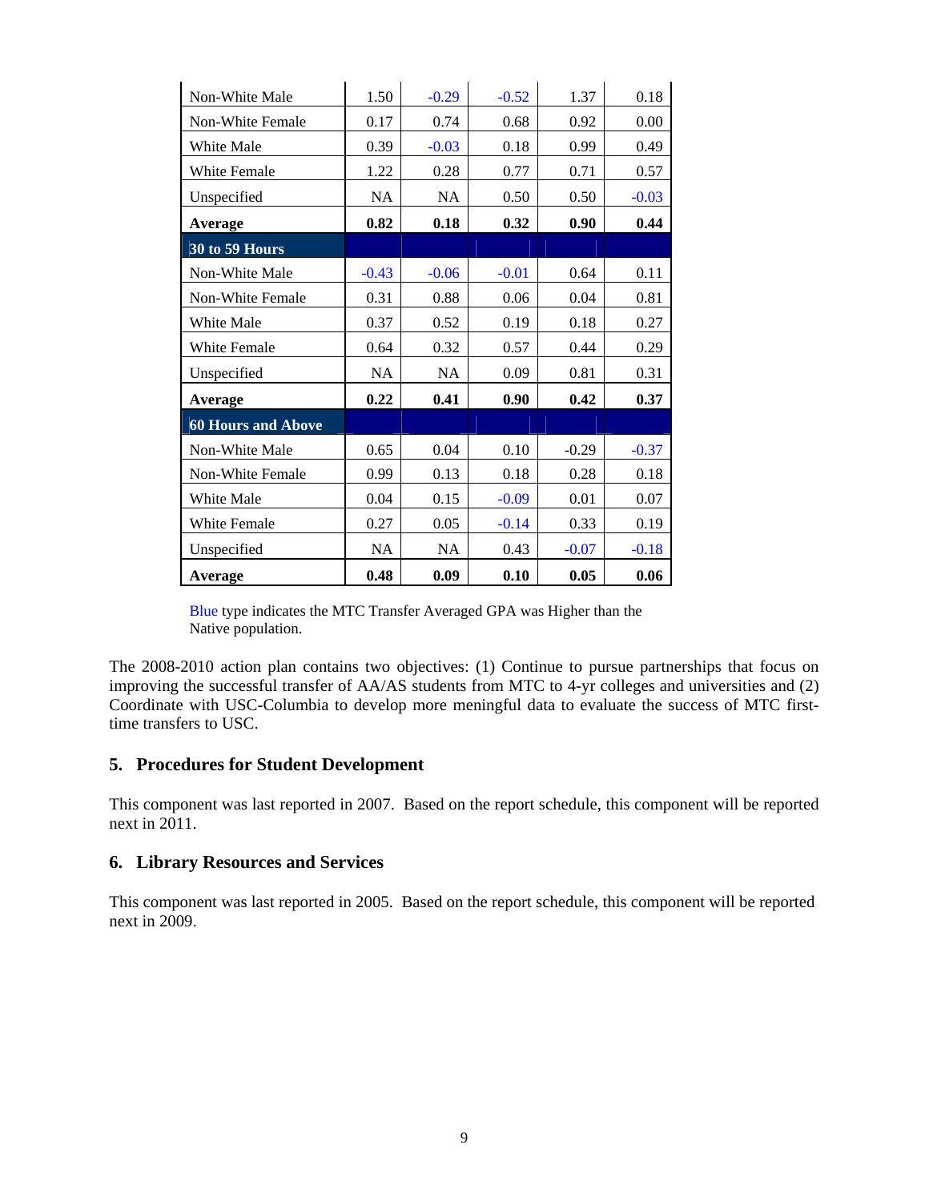| | | | | | |
|---|---|---|---|---|---|
| Non-White Male | 1.50 | -0.29 | -0.52 | 1.37 | 0.18 |
| Non-White Female | 0.17 | 0.74 | 0.68 | 0.92 | 0.00 |
| White Male | 0.39 | -0.03 | 0.18 | 0.99 | 0.49 |
| White Female | 1.22 | 0.28 | 0.77 | 0.71 | 0.57 |
| Unspecified | NA | NA | 0.50 | 0.50 | -0.03 |
| **Average** | **0.82** | **0.18** | **0.32** | **0.90** | **0.44** |
| **30 to 59 Hours** | | | | | |
| Non-White Male | -0.43 | -0.06 | -0.01 | 0.64 | 0.11 |
| Non-White Female | 0.31 | 0.88 | 0.06 | 0.04 | 0.81 |
| White Male | 0.37 | 0.52 | 0.19 | 0.18 | 0.27 |
| White Female | 0.64 | 0.32 | 0.57 | 0.44 | 0.29 |
| Unspecified | NA | NA | 0.09 | 0.81 | 0.31 |
| **Average** | **0.22** | **0.41** | **0.90** | **0.42** | **0.37** |
| **60 Hours and Above** | | | | | |
| Non-White Male | 0.65 | 0.04 | 0.10 | -0.29 | -0.37 |
| Non-White Female | 0.99 | 0.13 | 0.18 | 0.28 | 0.18 |
| White Male | 0.04 | 0.15 | -0.09 | 0.01 | 0.07 |
| White Female | 0.27 | 0.05 | -0.14 | 0.33 | 0.19 |
| Unspecified | NA | NA | 0.43 | -0.07 | -0.18 |
| **Average** | **0.48** | **0.09** | **0.10** | **0.05** | **0.06** |

Blue type indicates the MTC Transfer Averaged GPA was Higher than the Native population.

The 2008-2010 action plan contains two objectives: (1) Continue to pursue partnerships that focus on improving the successful transfer of AA/AS students from MTC to 4-yr colleges and universities and (2) Coordinate with USC-Columbia to develop more meningful data to evaluate the success of MTC first-time transfers to USC.

## 5. Procedures for Student Development

This component was last reported in 2007. Based on the report schedule, this component will be reported next in 2011.

## 6. Library Resources and Services

This component was last reported in 2005. Based on the report schedule, this component will be reported next in 2009.